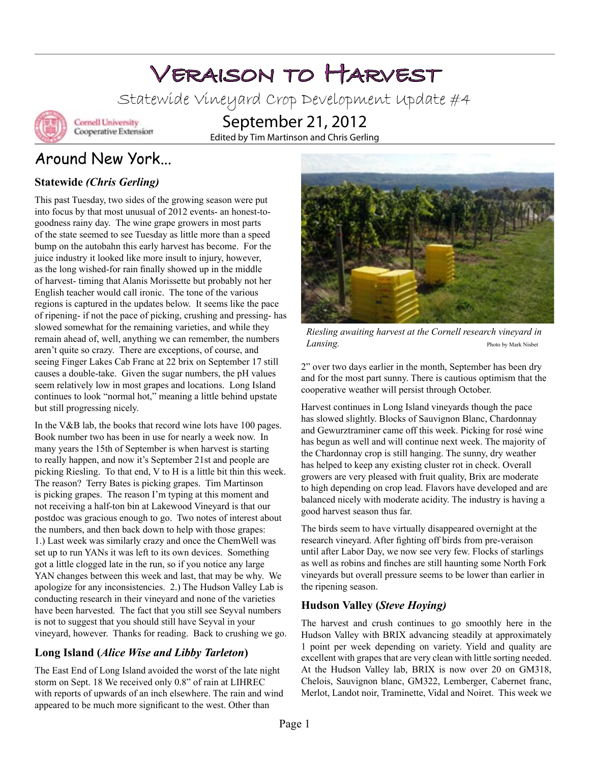# Veraison to Harvest

Statewide Vineyard Crop Development Update #4

Cornell University Cooperative Extension

## September 21, 2012

Edited by Tim Martinson and Chris Gerling

## Around New York...

### Statewide *(Chris Gerling)*

This past Tuesday, two sides of the growing season were put into focus by that most unusual of 2012 events- an honest-to-goodness rainy day. The wine grape growers in most parts of the state seemed to see Tuesday as little more than a speed bump on the autobahn this early harvest has become. For the juice industry it looked like more insult to injury, however, as the long wished-for rain finally showed up in the middle of harvest- timing that Alanis Morissette but probably not her English teacher would call ironic. The tone of the various regions is captured in the updates below. It seems like the pace of ripening- if not the pace of picking, crushing and pressing- has slowed somewhat for the remaining varieties, and while they remain ahead of, well, anything we can remember, the numbers aren't quite so crazy. There are exceptions, of course, and seeing Finger Lakes Cab Franc at 22 brix on September 17 still causes a double-take. Given the sugar numbers, the pH values seem relatively low in most grapes and locations. Long Island continues to look "normal hot," meaning a little behind upstate but still progressing nicely.

In the V&B lab, the books that record wine lots have 100 pages. Book number two has been in use for nearly a week now. In many years the 15th of September is when harvest is starting to really happen, and now it's September 21st and people are picking Riesling. To that end, V to H is a little bit thin this week. The reason? Terry Bates is picking grapes. Tim Martinson is picking grapes. The reason I'm typing at this moment and not receiving a half-ton bin at Lakewood Vineyard is that our postdoc was gracious enough to go. Two notes of interest about the numbers, and then back down to help with those grapes: 1.) Last week was similarly crazy and once the ChemWell was set up to run YANs it was left to its own devices. Something got a little clogged late in the run, so if you notice any large YAN changes between this week and last, that may be why. We apologize for any inconsistencies. 2.) The Hudson Valley Lab is conducting research in their vineyard and none of the varieties have been harvested. The fact that you still see Seyval numbers is not to suggest that you should still have Seyval in your vineyard, however. Thanks for reading. Back to crushing we go.

*Riesling awaiting harvest at the Cornell research vineyard in Lansing.* Photo by Mark Nisbet

### Long Island (*Alice Wise and Libby Tarleton*)

The East End of Long Island avoided the worst of the late night storm on Sept. 18 We received only 0.8" of rain at LIHREC with reports of upwards of an inch elsewhere. The rain and wind appeared to be much more significant to the west. Other than 2" over two days earlier in the month, September has been dry and for the most part sunny. There is cautious optimism that the cooperative weather will persist through October.

Harvest continues in Long Island vineyards though the pace has slowed slightly. Blocks of Sauvignon Blanc, Chardonnay and Gewurztraminer came off this week. Picking for rosé wine has begun as well and will continue next week. The majority of the Chardonnay crop is still hanging. The sunny, dry weather has helped to keep any existing cluster rot in check. Overall growers are very pleased with fruit quality, Brix are moderate to high depending on crop lead. Flavors have developed and are balanced nicely with moderate acidity. The industry is having a good harvest season thus far.

The birds seem to have virtually disappeared overnight at the research vineyard. After fighting off birds from pre-veraison until after Labor Day, we now see very few. Flocks of starlings as well as robins and finches are still haunting some North Fork vineyards but overall pressure seems to be lower than earlier in the ripening season.

### Hudson Valley (*Steve Hoying)*

The harvest and crush continues to go smoothly here in the Hudson Valley with BRIX advancing steadily at approximately 1 point per week depending on variety. Yield and quality are excellent with grapes that are very clean with little sorting needed. At the Hudson Valley lab, BRIX is now over 20 on GM318, Chelois, Sauvignon blanc, GM322, Lemberger, Cabernet franc, Merlot, Landot noir, Traminette, Vidal and Noiret. This week we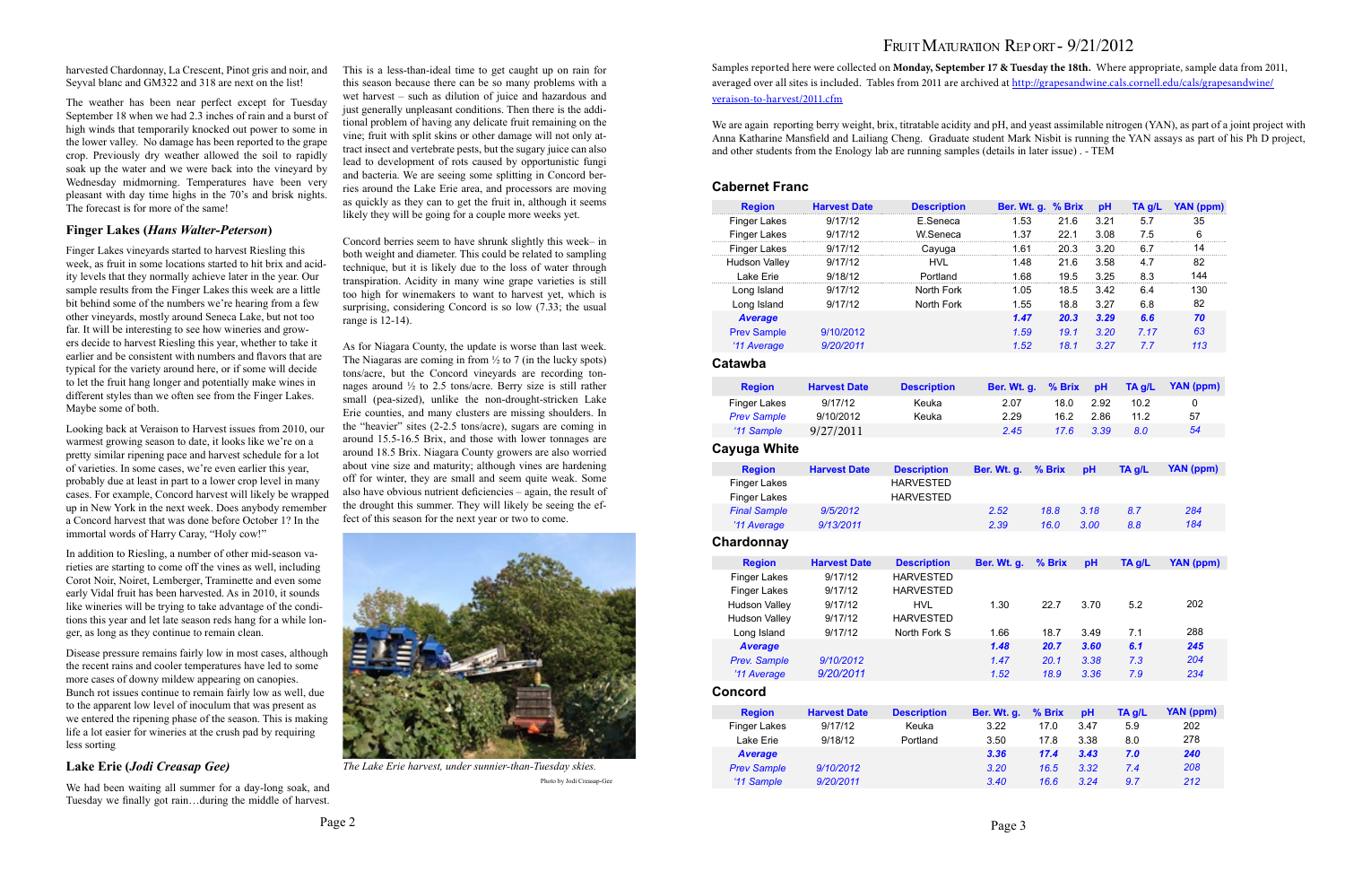harvested Chardonnay, La Crescent, Pinot gris and noir, and Seyval blanc and GM322 and 318 are next on the list!

The weather has been near perfect except for Tuesday September 18 when we had 2.3 inches of rain and a burst of high winds that temporarily knocked out power to some in the lower valley. No damage has been reported to the grape crop. Previously dry weather allowed the soil to rapidly soak up the water and we were back into the vineyard by Wednesday midmorning. Temperatures have been very pleasant with day time highs in the 70's and brisk nights. The forecast is for more of the same!

### Finger Lakes (*Hans Walter-Peterson*)

Finger Lakes vineyards started to harvest Riesling this week, as fruit in some locations started to hit brix and acidity levels that they normally achieve later in the year. Our sample results from the Finger Lakes this week are a little bit behind some of the numbers we're hearing from a few other vineyards, mostly around Seneca Lake, but not too far. It will be interesting to see how wineries and growers decide to harvest Riesling this year, whether to take it earlier and be consistent with numbers and flavors that are typical for the variety around here, or if some will decide to let the fruit hang longer and potentially make wines in different styles than we often see from the Finger Lakes. Maybe some of both.

Looking back at Veraison to Harvest issues from 2010, our warmest growing season to date, it looks like we're on a pretty similar ripening pace and harvest schedule for a lot of varieties. In some cases, we're even earlier this year, probably due at least in part to a lower crop level in many cases. For example, Concord harvest will likely be wrapped up in New York in the next week. Does anybody remember a Concord harvest that was done before October 1? In the immortal words of Harry Caray, "Holy cow!"

In addition to Riesling, a number of other mid-season varieties are starting to come off the vines as well, including Corot Noir, Noiret, Lemberger, Traminette and even some early Vidal fruit has been harvested. As in 2010, it sounds like wineries will be trying to take advantage of the conditions this year and let late season reds hang for a while longer, as long as they continue to remain clean.

Disease pressure remains fairly low in most cases, although the recent rains and cooler temperatures have led to some more cases of downy mildew appearing on canopies. Bunch rot issues continue to remain fairly low as well, due to the apparent low level of inoculum that was present as we entered the ripening phase of the season. This is making life a lot easier for wineries at the crush pad by requiring less sorting

### Lake Erie (*Jodi Creasap Gee*)

We had been waiting all summer for a day-long soak, and Tuesday we finally got rain…during the middle of harvest. This is a less-than-ideal time to get caught up on rain for this season because there can be so many problems with a wet harvest – such as dilution of juice and hazardous and just generally unpleasant conditions. Then there is the additional problem of having any delicate fruit remaining on the vine; fruit with split skins or other damage will not only attract insect and vertebrate pests, but the sugary juice can also lead to development of rots caused by opportunistic fungi and bacteria. We are seeing some splitting in Concord berries around the Lake Erie area, and processors are moving as quickly as they can to get the fruit in, although it seems likely they will be going for a couple more weeks yet.

Concord berries seem to have shrunk slightly this week– in both weight and diameter. This could be related to sampling technique, but it is likely due to the loss of water through transpiration. Acidity in many wine grape varieties is still too high for winemakers to want to harvest yet, which is surprising, considering Concord is so low (7.33; the usual range is 12-14).

As for Niagara County, the update is worse than last week. The Niagaras are coming in from ½ to 7 (in the lucky spots) tons/acre, but the Concord vineyards are recording tonnages around ½ to 2.5 tons/acre. Berry size is still rather small (pea-sized), unlike the non-drought-stricken Lake Erie counties, and many clusters are missing shoulders. In the "heavier" sites (2-2.5 tons/acre), sugars are coming in around 15.5-16.5 Brix, and those with lower tonnages are around 18.5 Brix. Niagara County growers are also worried about vine size and maturity; although vines are hardening off for winter, they are small and seem quite weak. Some also have obvious nutrient deficiencies – again, the result of the drought this summer. They will likely be seeing the effect of this season for the next year or two to come.

*The Lake Erie harvest, under sunnier-than-Tuesday skies.*

Photo by Jodi Creasap-Gee

# Fruit Maturation Report - 9/21/2012

Samples reported here were collected on **Monday, September 17 & Tuesday the 18th.** Where appropriate, sample data from 2011, averaged over all sites is included. Tables from 2011 are archived at http://grapesandwine.cals.cornell.edu/cals/grapesandwine/veraison-to-harvest/2011.cfm

We are again reporting berry weight, brix, titratable acidity and pH, and yeast assimilable nitrogen (YAN), as part of a joint project with Anna Katharine Mansfield and Lailiang Cheng. Graduate student Mark Nisbit is running the YAN assays as part of his Ph D project, and other students from the Enology lab are running samples (details in later issue) . - TEM

### Cabernet Franc

| Region | Harvest Date | Description | Ber. Wt. g. | % Brix | pH | TA g/L | YAN (ppm) |
|---|---|---|---|---|---|---|---|
| Finger Lakes | 9/17/12 | E.Seneca | 1.53 | 21.6 | 3.21 | 5.7 | 35 |
| Finger Lakes | 9/17/12 | W.Seneca | 1.37 | 22.1 | 3.08 | 7.5 | 6 |
| Finger Lakes | 9/17/12 | Cayuga | 1.61 | 20.3 | 3.20 | 6.7 | 14 |
| Hudson Valley | 9/17/12 | HVL | 1.48 | 21.6 | 3.58 | 4.7 | 82 |
| Lake Erie | 9/18/12 | Portland | 1.68 | 19.5 | 3.25 | 8.3 | 144 |
| Long Island | 9/17/12 | North Fork | 1.05 | 18.5 | 3.42 | 6.4 | 130 |
| Long Island | 9/17/12 | North Fork | 1.55 | 18.8 | 3.27 | 6.8 | 82 |
| ***Average*** | | | ***1.47*** | ***20.3*** | ***3.29*** | ***6.6*** | ***70*** |
| *Prev Sample* | *9/10/2012* | | *1.59* | *19.1* | *3.20* | *7.17* | *63* |
| *'11 Average* | *9/20/2011* | | *1.52* | *18.1* | *3.27* | *7.7* | *113* |

### Catawba

| Region | Harvest Date | Description | Ber. Wt. g. | % Brix | pH | TA g/L | YAN (ppm) |
|---|---|---|---|---|---|---|---|
| Finger Lakes | 9/17/12 | Keuka | 2.07 | 18.0 | 2.92 | 10.2 | 0 |
| *Prev Sample* | 9/10/2012 | Keuka | 2.29 | 16.2 | 2.86 | 11.2 | 57 |
| *'11 Sample* | 9/27/2011 | | *2.45* | *17.6* | *3.39* | *8.0* | *54* |

### Cayuga White

| Region | Harvest Date | Description | Ber. Wt. g. | % Brix | pH | TA g/L | YAN (ppm) |
|---|---|---|---|---|---|---|---|
| Finger Lakes | | HARVESTED | | | | | |
| Finger Lakes | | HARVESTED | | | | | |
| *Final Sample* | *9/5/2012* | | *2.52* | *18.8* | *3.18* | *8.7* | *284* |
| *'11 Average* | *9/13/2011* | | *2.39* | *16.0* | *3.00* | *8.8* | *184* |

### Chardonnay

| Region | Harvest Date | Description | Ber. Wt. g. | % Brix | pH | TA g/L | YAN (ppm) |
|---|---|---|---|---|---|---|---|
| Finger Lakes | 9/17/12 | HARVESTED | | | | | |
| Finger Lakes | 9/17/12 | HARVESTED | | | | | |
| Hudson Valley | 9/17/12 | HVL | 1.30 | 22.7 | 3.70 | 5.2 | 202 |
| Hudson Valley | 9/17/12 | HARVESTED | | | | | |
| Long Island | 9/17/12 | North Fork S | 1.66 | 18.7 | 3.49 | 7.1 | 288 |
| ***Average*** | | | ***1.48*** | ***20.7*** | ***3.60*** | ***6.1*** | ***245*** |
| *Prev. Sample* | *9/10/2012* | | *1.47* | *20.1* | *3.38* | *7.3* | *204* |
| *'11 Average* | *9/20/2011* | | *1.52* | *18.9* | *3.36* | *7.9* | *234* |

### Concord

| Region | Harvest Date | Description | Ber. Wt. g. | % Brix | pH | TA g/L | YAN (ppm) |
|---|---|---|---|---|---|---|---|
| Finger Lakes | 9/17/12 | Keuka | 3.22 | 17.0 | 3.47 | 5.9 | 202 |
| Lake Erie | 9/18/12 | Portland | 3.50 | 17.8 | 3.38 | 8.0 | 278 |
| ***Average*** | | | ***3.36*** | ***17.4*** | ***3.43*** | ***7.0*** | ***240*** |
| *Prev Sample* | *9/10/2012* | | *3.20* | *16.5* | *3.32* | *7.4* | *208* |
| *'11 Sample* | *9/20/2011* | | *3.40* | *16.6* | *3.24* | *9.7* | *212* |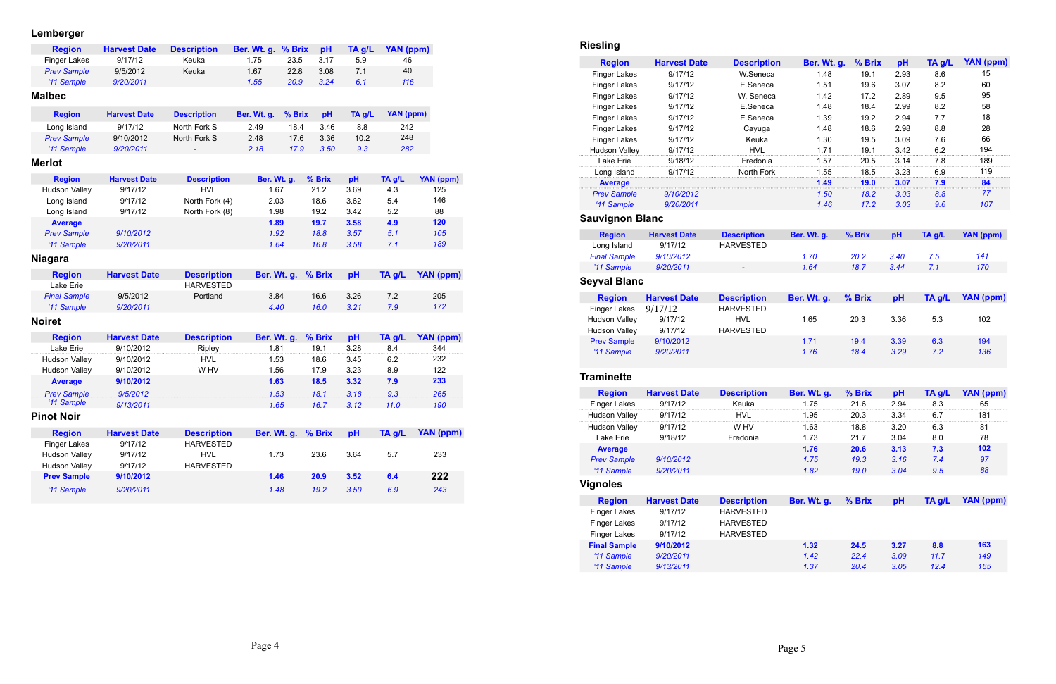## Lemberger

| Region | Harvest Date | Description | Ber. Wt. g. | % Brix | pH | TA g/L | YAN (ppm) |
|---|---|---|---|---|---|---|---|
| Finger Lakes | 9/17/12 | Keuka | 1.75 | 23.5 | 3.17 | 5.9 | 46 |
| *Prev Sample* | 9/5/2012 | Keuka | 1.67 | 22.8 | 3.08 | 7.1 | 40 |
| *'11 Sample* | *9/20/2011* | | *1.55* | *20.9* | *3.24* | *6.1* | *116* |

## Malbec

| Region | Harvest Date | Description | Ber. Wt. g. | % Brix | pH | TA g/L | YAN (ppm) |
|---|---|---|---|---|---|---|---|
| Long Island | 9/17/12 | North Fork S | 2.49 | 18.4 | 3.46 | 8.8 | 242 |
| *Prev Sample* | 9/10/2012 | North Fork S | 2.48 | 17.6 | 3.36 | 10.2 | 248 |
| *'11 Sample* | *9/20/2011* | - | *2.18* | *17.9* | *3.50* | *9.3* | *282* |

## Merlot

| Region | Harvest Date | Description | Ber. Wt. g. | % Brix | pH | TA g/L | YAN (ppm) |
|---|---|---|---|---|---|---|---|
| Hudson Valley | 9/17/12 | HVL | 1.67 | 21.2 | 3.69 | 4.3 | 125 |
| Long Island | 9/17/12 | North Fork (4) | 2.03 | 18.6 | 3.62 | 5.4 | 146 |
| Long Island | 9/17/12 | North Fork (8) | 1.98 | 19.2 | 3.42 | 5.2 | 88 |
| **Average** | | | **1.89** | **19.7** | **3.58** | **4.9** | **120** |
| *Prev Sample* | *9/10/2012* | | *1.92* | *18.8* | *3.57* | *5.1* | *105* |
| *'11 Sample* | *9/20/2011* | | *1.64* | *16.8* | *3.58* | *7.1* | *189* |

## Niagara

| Region | Harvest Date | Description | Ber. Wt. g. | % Brix | pH | TA g/L | YAN (ppm) |
|---|---|---|---|---|---|---|---|
| Lake Erie | | HARVESTED | | | | | |
| *Final Sample* | 9/5/2012 | Portland | 3.84 | 16.6 | 3.26 | 7.2 | 205 |
| *'11 Sample* | *9/20/2011* | | *4.40* | *16.0* | *3.21* | *7.9* | *172* |

## Noiret

| Region | Harvest Date | Description | Ber. Wt. g. | % Brix | pH | TA g/L | YAN (ppm) |
|---|---|---|---|---|---|---|---|
| Lake Erie | 9/10/2012 | Ripley | 1.81 | 19.1 | 3.28 | 8.4 | 344 |
| Hudson Valley | 9/10/2012 | HVL | 1.53 | 18.6 | 3.45 | 6.2 | 232 |
| Hudson Valley | 9/10/2012 | W HV | 1.56 | 17.9 | 3.23 | 8.9 | 122 |
| **Average** | **9/10/2012** | | **1.63** | **18.5** | **3.32** | **7.9** | **233** |
| *Prev Sample* | *9/5/2012* | | *1.53* | *18.1* | *3.18* | *9.3* | *265* |
| *'11 Sample* | *9/13/2011* | | *1.65* | *16.7* | *3.12* | *11.0* | *190* |

## Pinot Noir

| Region | Harvest Date | Description | Ber. Wt. g. | % Brix | pH | TA g/L | YAN (ppm) |
|---|---|---|---|---|---|---|---|
| Finger Lakes | 9/17/12 | HARVESTED | | | | | |
| Hudson Valley | 9/17/12 | HVL | 1.73 | 23.6 | 3.64 | 5.7 | 233 |
| Hudson Valley | 9/17/12 | HARVESTED | | | | | |
| **Prev Sample** | **9/10/2012** | | **1.46** | **20.9** | **3.52** | **6.4** | **222** |
| *'11 Sample* | *9/20/2011* | | *1.48* | *19.2* | *3.50* | *6.9* | *243* |

## Riesling

| Region | Harvest Date | Description | Ber. Wt. g. | % Brix | pH | TA g/L | YAN (ppm) |
|---|---|---|---|---|---|---|---|
| Finger Lakes | 9/17/12 | W.Seneca | 1.48 | 19.1 | 2.93 | 8.6 | 15 |
| Finger Lakes | 9/17/12 | E.Seneca | 1.51 | 19.6 | 3.07 | 8.2 | 60 |
| Finger Lakes | 9/17/12 | W. Seneca | 1.42 | 17.2 | 2.89 | 9.5 | 95 |
| Finger Lakes | 9/17/12 | E.Seneca | 1.48 | 18.4 | 2.99 | 8.2 | 58 |
| Finger Lakes | 9/17/12 | E.Seneca | 1.39 | 19.2 | 2.94 | 7.7 | 18 |
| Finger Lakes | 9/17/12 | Cayuga | 1.48 | 18.6 | 2.98 | 8.8 | 28 |
| Finger Lakes | 9/17/12 | Keuka | 1.30 | 19.5 | 3.09 | 7.6 | 66 |
| Hudson Valley | 9/17/12 | HVL | 1.71 | 19.1 | 3.42 | 6.2 | 194 |
| Lake Erie | 9/18/12 | Fredonia | 1.57 | 20.5 | 3.14 | 7.8 | 189 |
| Long Island | 9/17/12 | North Fork | 1.55 | 18.5 | 3.23 | 6.9 | 119 |
| **Average** | | | **1.49** | **19.0** | **3.07** | **7.9** | **84** |
| *Prev Sample* | *9/10/2012* | | *1.50* | *18.2* | *3.03* | *8.8* | *77* |
| *'11 Sample* | *9/20/2011* | | *1.46* | *17.2* | *3.03* | *9.6* | *107* |

## Sauvignon Blanc

| Region | Harvest Date | Description | Ber. Wt. g. | % Brix | pH | TA g/L | YAN (ppm) |
|---|---|---|---|---|---|---|---|
| Long Island | 9/17/12 | HARVESTED | | | | | |
| *Final Sample* | *9/10/2012* | | *1.70* | *20.2* | *3.40* | *7.5* | *141* |
| *'11 Sample* | *9/20/2011* | - | *1.64* | *18.7* | *3.44* | *7.1* | *170* |

## Seyval Blanc

| Region | Harvest Date | Description | Ber. Wt. g. | % Brix | pH | TA g/L | YAN (ppm) |
|---|---|---|---|---|---|---|---|
| Finger Lakes | 9/17/12 | HARVESTED | | | | | |
| Hudson Valley | 9/17/12 | HVL | 1.65 | 20.3 | 3.36 | 5.3 | 102 |
| Hudson Valley | 9/17/12 | HARVESTED | | | | | |
| *Prev Sample* | *9/10/2012* | | *1.71* | *19.4* | *3.39* | *6.3* | *194* |
| *'11 Sample* | *9/20/2011* | | *1.76* | *18.4* | *3.29* | *7.2* | *136* |

## Traminette

| Region | Harvest Date | Description | Ber. Wt. g. | % Brix | pH | TA g/L | YAN (ppm) |
|---|---|---|---|---|---|---|---|
| Finger Lakes | 9/17/12 | Keuka | 1.75 | 21.6 | 2.94 | 8.3 | 65 |
| Hudson Valley | 9/17/12 | HVL | 1.95 | 20.3 | 3.34 | 6.7 | 181 |
| Hudson Valley | 9/17/12 | W HV | 1.63 | 18.8 | 3.20 | 6.3 | 81 |
| Lake Erie | 9/18/12 | Fredonia | 1.73 | 21.7 | 3.04 | 8.0 | 78 |
| **Average** | | | **1.76** | **20.6** | **3.13** | **7.3** | **102** |
| *Prev Sample* | *9/10/2012* | | *1.75* | *19.3* | *3.16* | *7.4* | *97* |
| *'11 Sample* | *9/20/2011* | | *1.82* | *19.0* | *3.04* | *9.5* | *88* |

## Vignoles

| Region | Harvest Date | Description | Ber. Wt. g. | % Brix | pH | TA g/L | YAN (ppm) |
|---|---|---|---|---|---|---|---|
| Finger Lakes | 9/17/12 | HARVESTED | | | | | |
| Finger Lakes | 9/17/12 | HARVESTED | | | | | |
| Finger Lakes | 9/17/12 | HARVESTED | | | | | |
| **Final Sample** | **9/10/2012** | | **1.32** | **24.5** | **3.27** | **8.8** | **163** |
| *'11 Sample* | *9/20/2011* | | *1.42* | *22.4* | *3.09* | *11.7* | *149* |
| *'11 Sample* | *9/13/2011* | | *1.37* | *20.4* | *3.05* | *12.4* | *165* |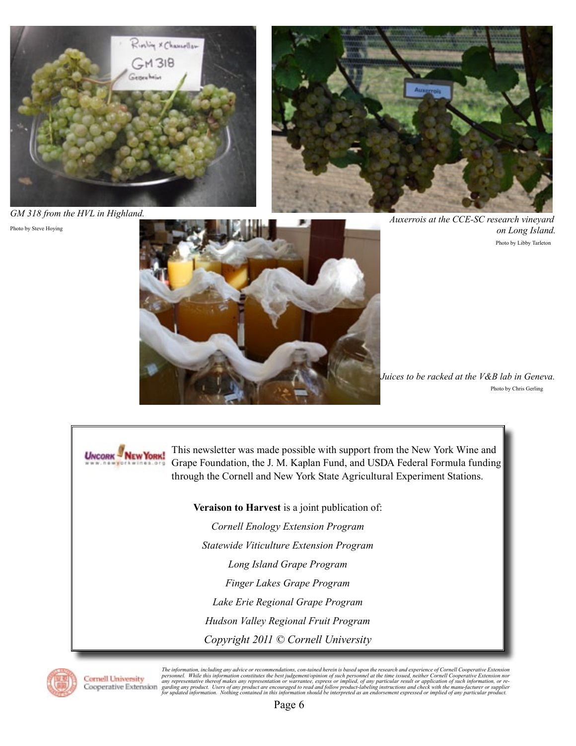*GM 318 from the HVL in Highland.*

Photo by Steve Hoying

*Auxerrois at the CCE-SC research vineyard on Long Island.*

Photo by Libby Tarleton

*Juices to be racked at the V&B lab in Geneva.*

Photo by Chris Gerling

This newsletter was made possible with support from the New York Wine and Grape Foundation, the J. M. Kaplan Fund, and USDA Federal Formula funding through the Cornell and New York State Agricultural Experiment Stations.

**Veraison to Harvest** is a joint publication of:

*Cornell Enology Extension Program*

*Statewide Viticulture Extension Program*

*Long Island Grape Program*

*Finger Lakes Grape Program*

*Lake Erie Regional Grape Program*

*Hudson Valley Regional Fruit Program*

*Copyright 2011 © Cornell University*

*The information, including any advice or recommendations, con-tained herein is based upon the research and experience of Cornell Cooperative Extension personnel. While this information constitutes the best judgement/opinion of such personnel at the time issued, neither Cornell Cooperative Extension nor any representative thereof makes any representation or warrantee, express or implied, of any particular result or application of such information, or re-garding any product. Users of any product are encouraged to read and follow product-labeling instructions and check with the manu-facturer or supplier for updated information. Nothing contained in this information should be interpreted as an endorsement expressed or implied of any particular product.*